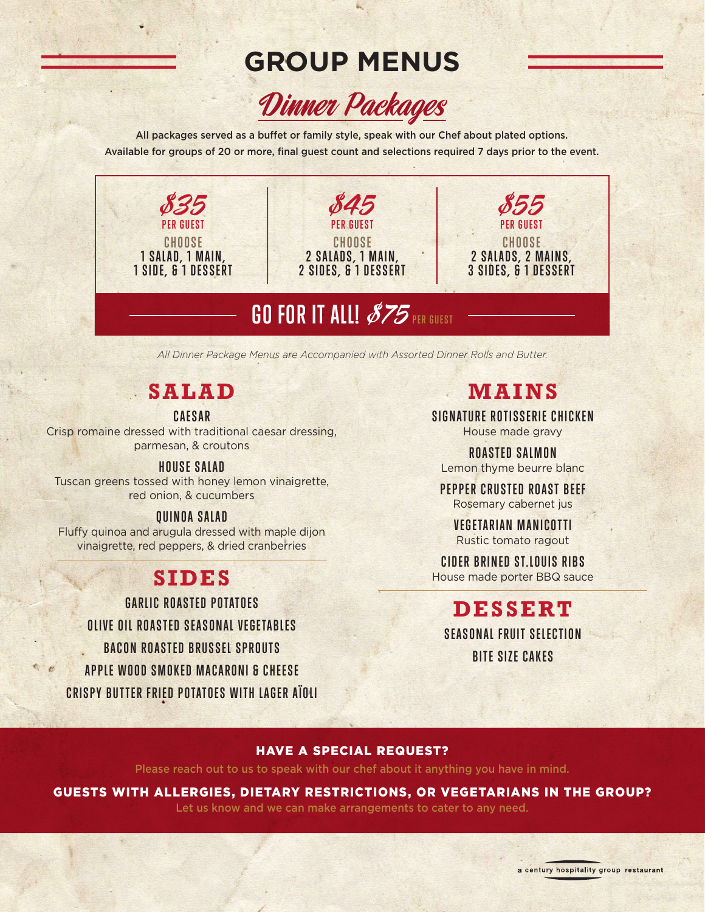# GROUP MENUS

## *Dinner Packages*

All packages served as a buffet or family style, speak with our Chef about plated options.
Available for groups of 20 or more, final guest count and selections required 7 days prior to the event.

| $35 PER GUEST | $45 PER GUEST | $55 PER GUEST |
|---|---|---|
| CHOOSE 1 SALAD, 1 MAIN, 1 SIDE, & 1 DESSERT | CHOOSE 2 SALADS, 1 MAIN, 2 SIDES, & 1 DESSERT | CHOOSE 2 SALADS, 2 MAINS, 3 SIDES, & 1 DESSERT |

**GO FOR IT ALL! $75 PER GUEST**

*All Dinner Package Menus are Accompanied with Assorted Dinner Rolls and Butter.*

## SALAD

**CAESAR**
Crisp romaine dressed with traditional caesar dressing, parmesan, & croutons

**HOUSE SALAD**
Tuscan greens tossed with honey lemon vinaigrette, red onion, & cucumbers

**QUINOA SALAD**
Fluffy quinoa and arugula dressed with maple dijon vinaigrette, red peppers, & dried cranberries

## SIDES

**GARLIC ROASTED POTATOES**

**OLIVE OIL ROASTED SEASONAL VEGETABLES**

**BACON ROASTED BRUSSEL SPROUTS**

**APPLE WOOD SMOKED MACARONI & CHEESE**

**CRISPY BUTTER FRIED POTATOES WITH LAGER AÏOLI**

## MAINS

**SIGNATURE ROTISSERIE CHICKEN**
House made gravy

**ROASTED SALMON**
Lemon thyme beurre blanc

**PEPPER CRUSTED ROAST BEEF**
Rosemary cabernet jus

**VEGETARIAN MANICOTTI**
Rustic tomato ragout

**CIDER BRINED ST.LOUIS RIBS**
House made porter BBQ sauce

## DESSERT

**SEASONAL FRUIT SELECTION**

**BITE SIZE CAKES**

### HAVE A SPECIAL REQUEST?

Please reach out to us to speak with our chef about it anything you have in mind.

### GUESTS WITH ALLERGIES, DIETARY RESTRICTIONS, OR VEGETARIANS IN THE GROUP?

Let us know and we can make arrangements to cater to any need.

a century hospitality group restaurant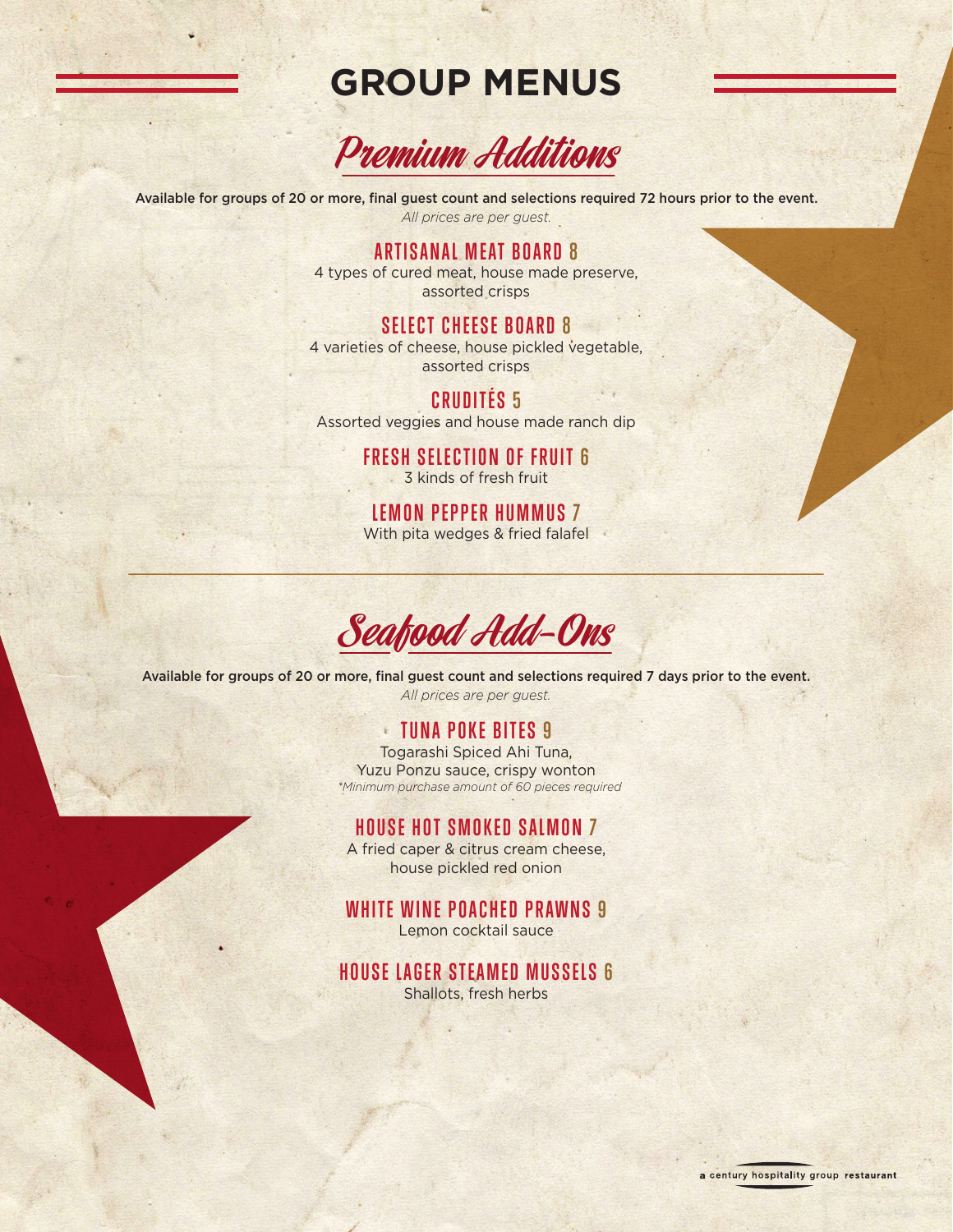# GROUP MENUS

## Premium Additions

Available for groups of 20 or more, final guest count and selections required 72 hours prior to the event.

*All prices are per guest.*

### ARTISANAL MEAT BOARD 8

4 types of cured meat, house made preserve, assorted crisps

### SELECT CHEESE BOARD 8

4 varieties of cheese, house pickled vegetable, assorted crisps

### CRUDITÉS 5

Assorted veggies and house made ranch dip

### FRESH SELECTION OF FRUIT 6

3 kinds of fresh fruit

### LEMON PEPPER HUMMUS 7

With pita wedges & fried falafel

---

## Seafood Add-Ons

Available for groups of 20 or more, final guest count and selections required 7 days prior to the event.

*All prices are per guest.*

### TUNA POKE BITES 9

Togarashi Spiced Ahi Tuna, Yuzu Ponzu sauce, crispy wonton

*\*Minimum purchase amount of 60 pieces required*

### HOUSE HOT SMOKED SALMON 7

A fried caper & citrus cream cheese, house pickled red onion

### WHITE WINE POACHED PRAWNS 9

Lemon cocktail sauce

### HOUSE LAGER STEAMED MUSSELS 6

Shallots, fresh herbs

a century hospitality group restaurant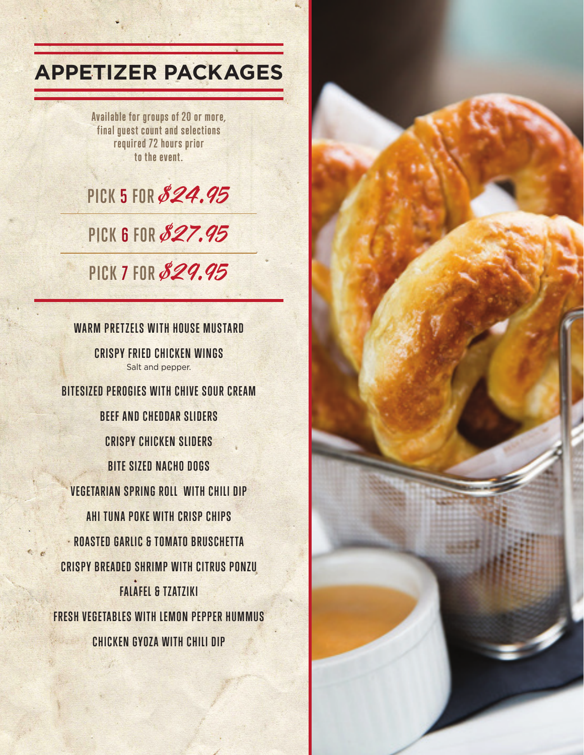# APPETIZER PACKAGES

Available for groups of 20 or more, final guest count and selections required 72 hours prior to the event.

PICK 5 FOR $24.95

PICK 6 FOR $27.95

PICK 7 FOR $29.95

WARM PRETZELS WITH HOUSE MUSTARD

CRISPY FRIED CHICKEN WINGS
Salt and pepper.

BITESIZED PEROGIES WITH CHIVE SOUR CREAM

BEEF AND CHEDDAR SLIDERS

CRISPY CHICKEN SLIDERS

BITE SIZED NACHO DOGS

VEGETARIAN SPRING ROLL WITH CHILI DIP

AHI TUNA POKE WITH CRISP CHIPS

ROASTED GARLIC & TOMATO BRUSCHETTA

CRISPY BREADED SHRIMP WITH CITRUS PONZU

FALAFEL & TZATZIKI

FRESH VEGETABLES WITH LEMON PEPPER HUMMUS

CHICKEN GYOZA WITH CHILI DIP